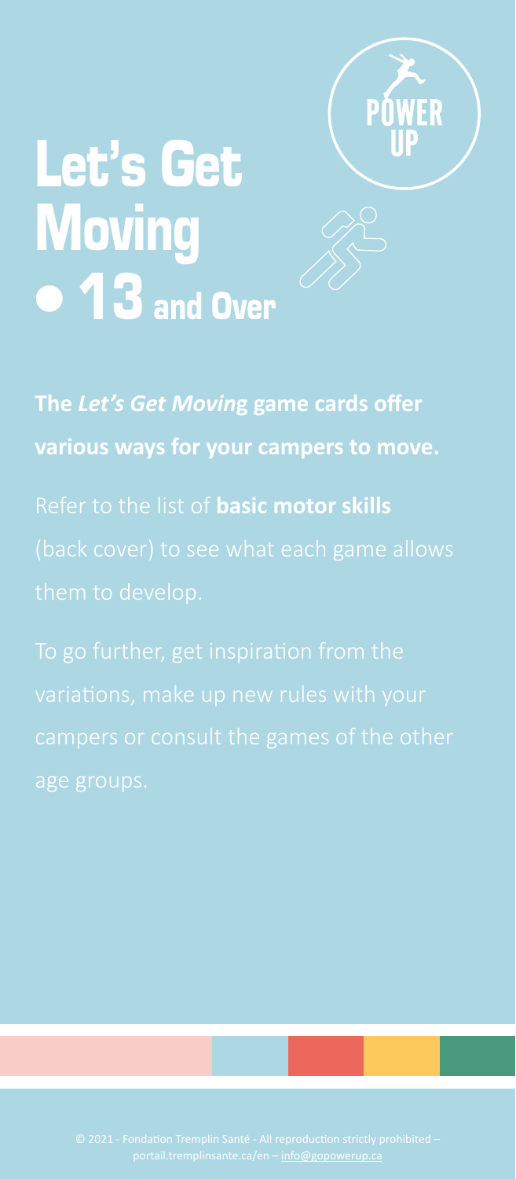# Let's Get Moving • 13 and Over

POWER UP

**The *Let's Get Moving* game cards offer various ways for your campers to move.**

Refer to the list of **basic motor skills** (back cover) to see what each game allows them to develop.

To go further, get inspiration from the variations, make up new rules with your campers or consult the games of the other age groups.

© 2021 - Fondation Tremplin Santé - All reproduction strictly prohibited – portail.tremplinsante.ca/en – info@gopowerup.ca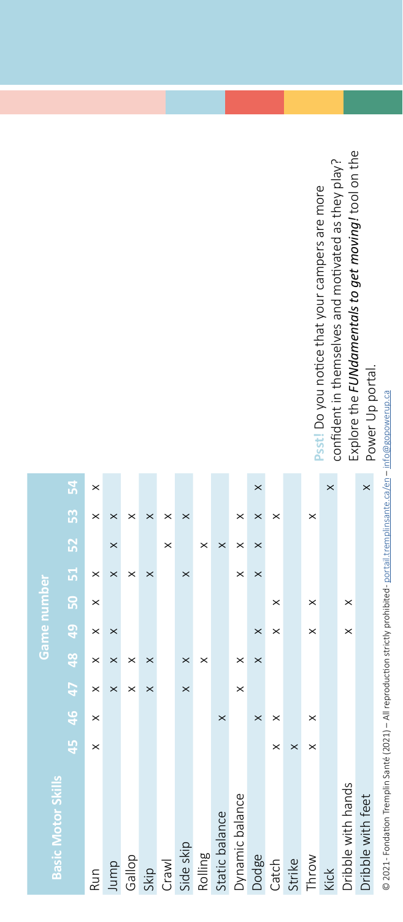| Basic Motor Skills | Game number | | | | | | | | | |
|---|---|---|---|---|---|---|---|---|---|---|
| | 45 | 46 | 47 | 48 | 49 | 50 | 51 | 52 | 53 | 54 |
| Run | × | × | × | × | × | × | × | | × | × |
| Jump | | | × | × | × | | × | × | × | |
| Gallop | | | × | × | | | × | | × | |
| Skip | | | × | × | | | × | | × | |
| Crawl | | | | | | | | × | × | |
| Side skip | | | × | × | | | × | | × | |
| Rolling | | | | × | | | | × | | |
| Static balance | | × | | | | | | × | | |
| Dynamic balance | | | × | × | | | × | × | × | |
| Dodge | | × | | × | × | | × | × | × | × |
| Catch | × | × | | | × | × | | | × | |
| Strike | × | | | | | | | | | |
| Throw | × | × | | | × | × | | | × | |
| Kick | | | | | | | | | | × |
| Dribble with hands | | | | | × | × | | | | |
| Dribble with feet | | | | | | | | | | × |

**Psst!** Do you notice that your campers are more confident in themselves and motivated as they play? Explore the ***FUNdamentals to get moving!*** tool on the Power Up portal.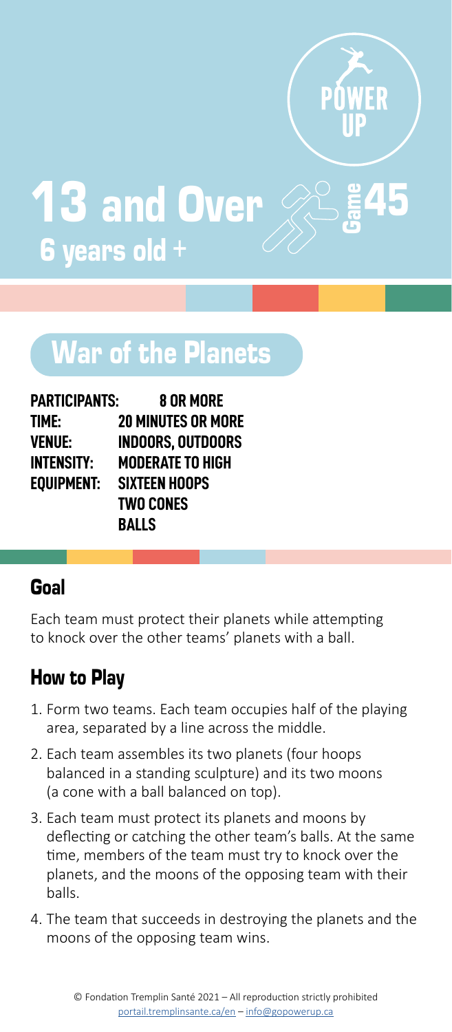POWER UP

# 13 and Over

**6 years old +**

Game 45

## War of the Planets

| | |
|---|---|
| **PARTICIPANTS:** | **8 OR MORE** |
| **TIME:** | **20 MINUTES OR MORE** |
| **VENUE:** | **INDOORS, OUTDOORS** |
| **INTENSITY:** | **MODERATE TO HIGH** |
| **EQUIPMENT:** | **SIXTEEN HOOPS**<br>**TWO CONES**<br>**BALLS** |

### Goal

Each team must protect their planets while attempting to knock over the other teams' planets with a ball.

### How to Play

1. Form two teams. Each team occupies half of the playing area, separated by a line across the middle.
2. Each team assembles its two planets (four hoops balanced in a standing sculpture) and its two moons (a cone with a ball balanced on top).
3. Each team must protect its planets and moons by deflecting or catching the other team's balls. At the same time, members of the team must try to knock over the planets, and the moons of the opposing team with their balls.
4. The team that succeeds in destroying the planets and the moons of the opposing team wins.

© Fondation Tremplin Santé 2021 – All reproduction strictly prohibited
portail.tremplinsante.ca/en – info@gopowerup.ca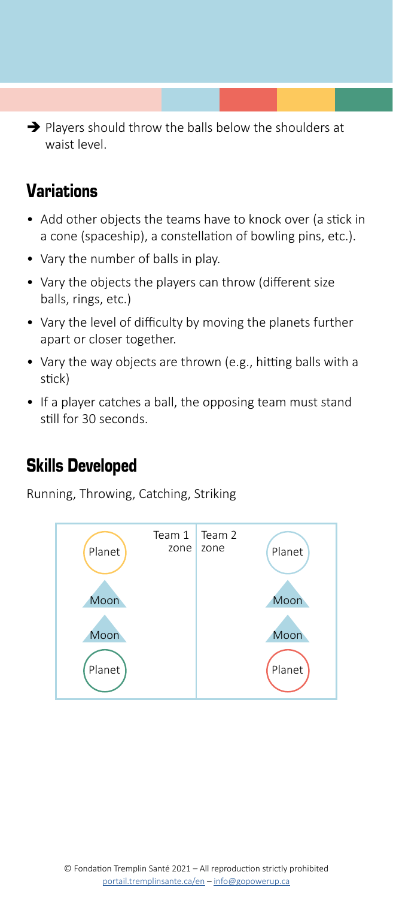➔ Players should throw the balls below the shoulders at waist level.

## Variations

- Add other objects the teams have to knock over (a stick in a cone (spaceship), a constellation of bowling pins, etc.).
- Vary the number of balls in play.
- Vary the objects the players can throw (different size balls, rings, etc.)
- Vary the level of difficulty by moving the planets further apart or closer together.
- Vary the way objects are thrown (e.g., hitting balls with a stick)
- If a player catches a ball, the opposing team must stand still for 30 seconds.

## Skills Developed

Running, Throwing, Catching, Striking

| Team 1 zone | | Team 2 zone | |
|---|---|---|---|
| Planet | | | Planet |
| Moon | | | Moon |
| Moon | | | Moon |
| Planet | | | Planet |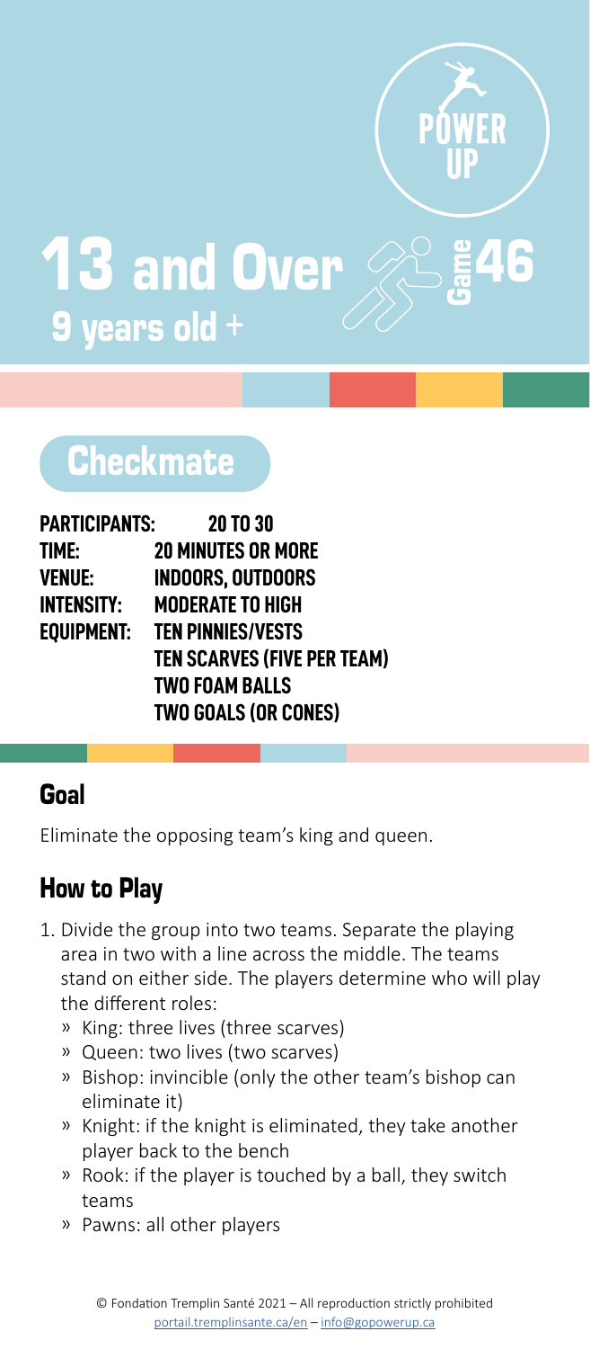# 13 and Over

**9 years old +**

Game 46

## Checkmate

**PARTICIPANTS:** 20 TO 30
**TIME:** 20 MINUTES OR MORE
**VENUE:** INDOORS, OUTDOORS
**INTENSITY:** MODERATE TO HIGH
**EQUIPMENT:** TEN PINNIES/VESTS
TEN SCARVES (FIVE PER TEAM)
TWO FOAM BALLS
TWO GOALS (OR CONES)

### Goal

Eliminate the opposing team's king and queen.

### How to Play

1. Divide the group into two teams. Separate the playing area in two with a line across the middle. The teams stand on either side. The players determine who will play the different roles:
   - King: three lives (three scarves)
   - Queen: two lives (two scarves)
   - Bishop: invincible (only the other team's bishop can eliminate it)
   - Knight: if the knight is eliminated, they take another player back to the bench
   - Rook: if the player is touched by a ball, they switch teams
   - Pawns: all other players

© Fondation Tremplin Santé 2021 – All reproduction strictly prohibited
portail.tremplinsante.ca/en – info@gopowerup.ca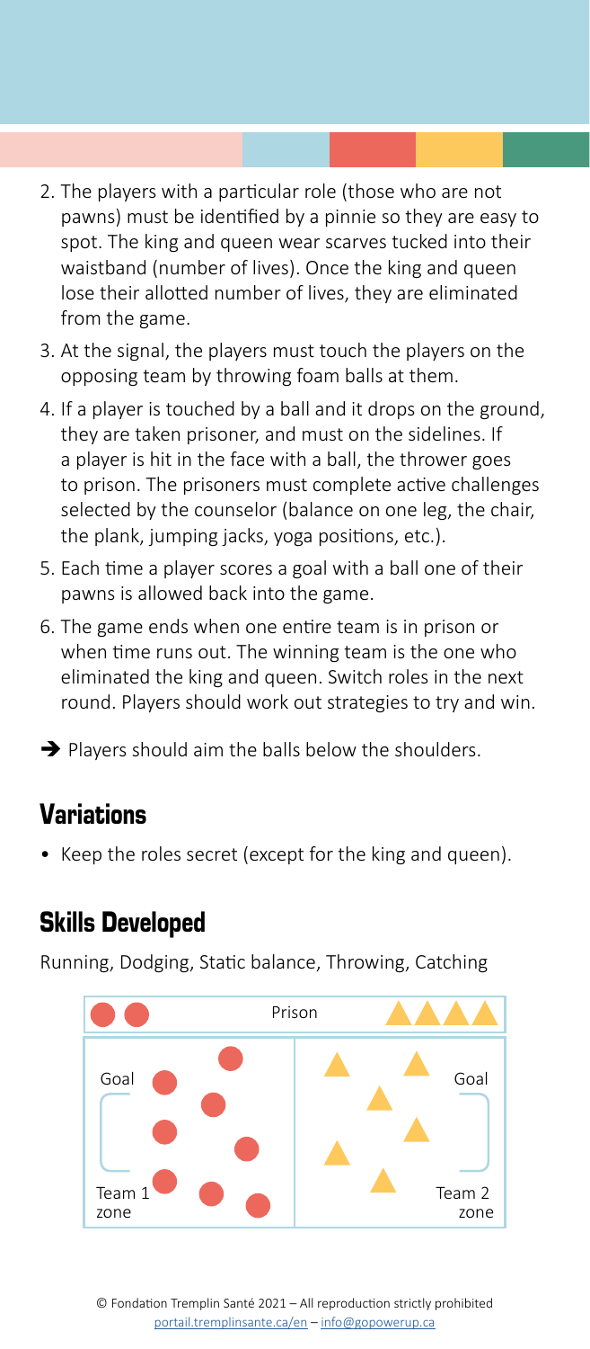2. The players with a particular role (those who are not pawns) must be identified by a pinnie so they are easy to spot. The king and queen wear scarves tucked into their waistband (number of lives). Once the king and queen lose their allotted number of lives, they are eliminated from the game.
3. At the signal, the players must touch the players on the opposing team by throwing foam balls at them.
4. If a player is touched by a ball and it drops on the ground, they are taken prisoner, and must on the sidelines. If a player is hit in the face with a ball, the thrower goes to prison. The prisoners must complete active challenges selected by the counselor (balance on one leg, the chair, the plank, jumping jacks, yoga positions, etc.).
5. Each time a player scores a goal with a ball one of their pawns is allowed back into the game.
6. The game ends when one entire team is in prison or when time runs out. The winning team is the one who eliminated the king and queen. Switch roles in the next round. Players should work out strategies to try and win.

➔ Players should aim the balls below the shoulders.

## Variations

- Keep the roles secret (except for the king and queen).

## Skills Developed

Running, Dodging, Static balance, Throwing, Catching

Prison

Goal

Goal

Team 1 zone

Team 2 zone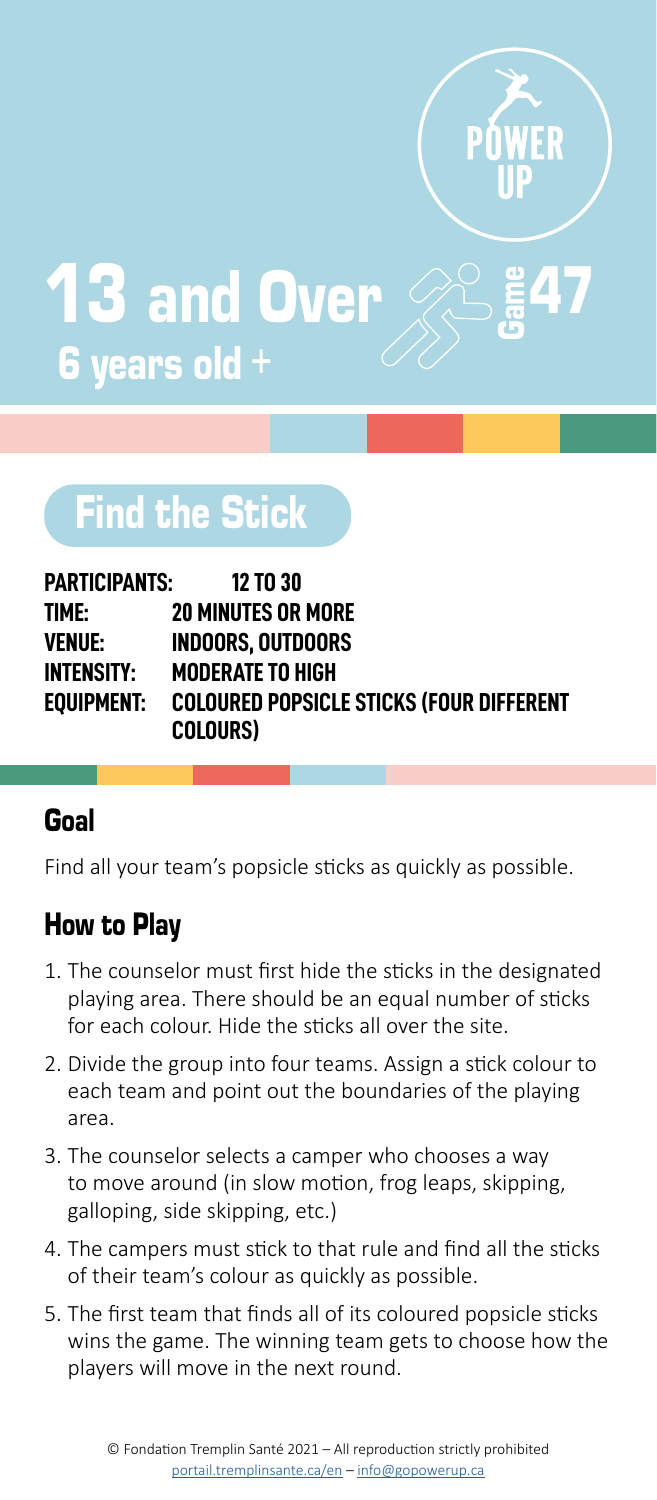POWER UP

# 13 and Over

## 6 years old +

Game 47

# Find the Stick

**PARTICIPANTS:** 12 TO 30
**TIME:** 20 MINUTES OR MORE
**VENUE:** INDOORS, OUTDOORS
**INTENSITY:** MODERATE TO HIGH
**EQUIPMENT:** COLOURED POPSICLE STICKS (FOUR DIFFERENT COLOURS)

## Goal

Find all your team's popsicle sticks as quickly as possible.

## How to Play

1. The counselor must first hide the sticks in the designated playing area. There should be an equal number of sticks for each colour. Hide the sticks all over the site.
2. Divide the group into four teams. Assign a stick colour to each team and point out the boundaries of the playing area.
3. The counselor selects a camper who chooses a way to move around (in slow motion, frog leaps, skipping, galloping, side skipping, etc.)
4. The campers must stick to that rule and find all the sticks of their team's colour as quickly as possible.
5. The first team that finds all of its coloured popsicle sticks wins the game. The winning team gets to choose how the players will move in the next round.

© Fondation Tremplin Santé 2021 – All reproduction strictly prohibited
portail.tremplinsante.ca/en – info@gopowerup.ca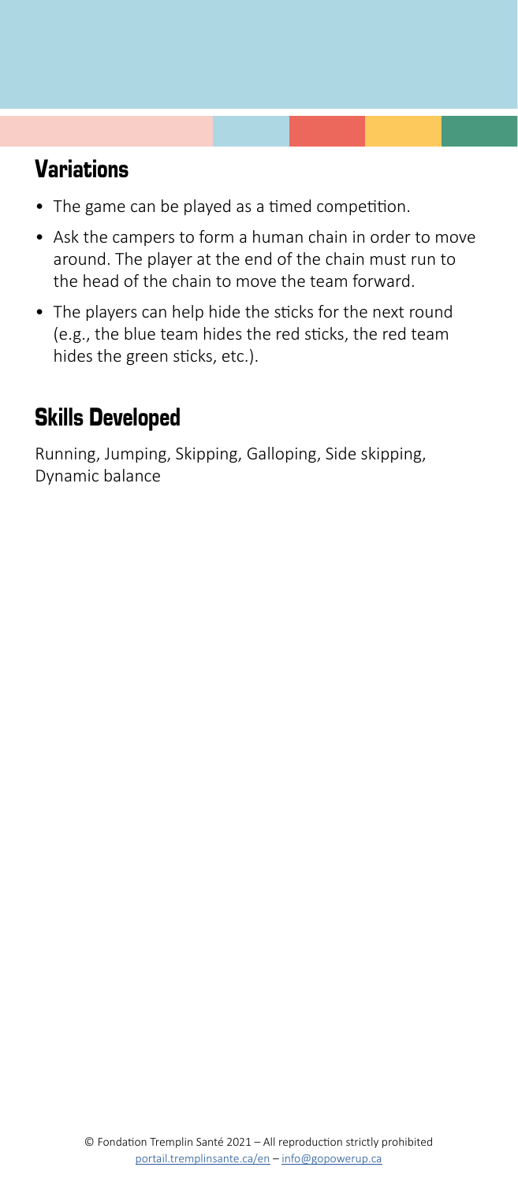## Variations

- The game can be played as a timed competition.
- Ask the campers to form a human chain in order to move around. The player at the end of the chain must run to the head of the chain to move the team forward.
- The players can help hide the sticks for the next round (e.g., the blue team hides the red sticks, the red team hides the green sticks, etc.).

## Skills Developed

Running, Jumping, Skipping, Galloping, Side skipping, Dynamic balance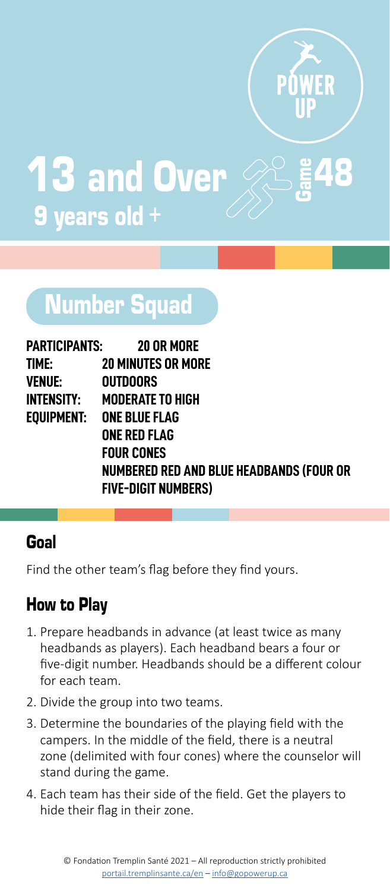# 13 and Over

## 9 years old +

Game 48

## Number Squad

**PARTICIPANTS:** 20 OR MORE
**TIME:** 20 MINUTES OR MORE
**VENUE:** OUTDOORS
**INTENSITY:** MODERATE TO HIGH
**EQUIPMENT:** ONE BLUE FLAG
ONE RED FLAG
FOUR CONES
NUMBERED RED AND BLUE HEADBANDS (FOUR OR FIVE-DIGIT NUMBERS)

### Goal

Find the other team's flag before they find yours.

### How to Play

1. Prepare headbands in advance (at least twice as many headbands as players). Each headband bears a four or five-digit number. Headbands should be a different colour for each team.
2. Divide the group into two teams.
3. Determine the boundaries of the playing field with the campers. In the middle of the field, there is a neutral zone (delimited with four cones) where the counselor will stand during the game.
4. Each team has their side of the field. Get the players to hide their flag in their zone.

© Fondation Tremplin Santé 2021 – All reproduction strictly prohibited
portail.tremplinsante.ca/en – info@gopowerup.ca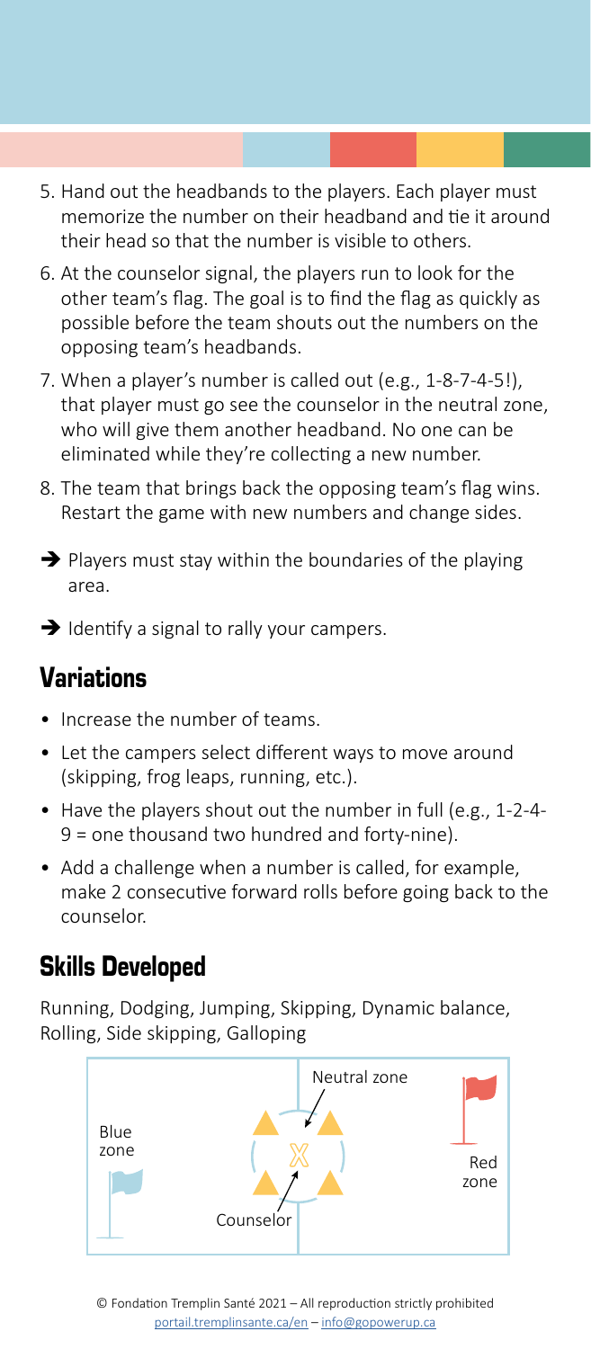5. Hand out the headbands to the players. Each player must memorize the number on their headband and tie it around their head so that the number is visible to others.
6. At the counselor signal, the players run to look for the other team's flag. The goal is to find the flag as quickly as possible before the team shouts out the numbers on the opposing team's headbands.
7. When a player's number is called out (e.g., 1-8-7-4-5!), that player must go see the counselor in the neutral zone, who will give them another headband. No one can be eliminated while they're collecting a new number.
8. The team that brings back the opposing team's flag wins. Restart the game with new numbers and change sides.

➔ Players must stay within the boundaries of the playing area.

➔ Identify a signal to rally your campers.

## Variations

- Increase the number of teams.
- Let the campers select different ways to move around (skipping, frog leaps, running, etc.).
- Have the players shout out the number in full (e.g., 1-2-4-9 = one thousand two hundred and forty-nine).
- Add a challenge when a number is called, for example, make 2 consecutive forward rolls before going back to the counselor.

## Skills Developed

Running, Dodging, Jumping, Skipping, Dynamic balance, Rolling, Side skipping, Galloping

Blue zone — Neutral zone — Counselor — Red zone

© Fondation Tremplin Santé 2021 – All reproduction strictly prohibited
portail.tremplinsante.ca/en – info@gopowerup.ca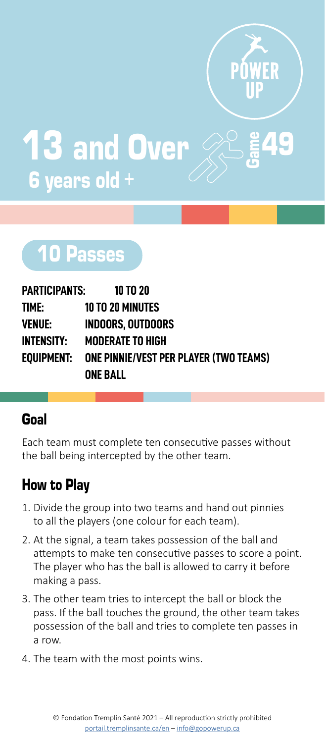POWER UP

# 13 and Over

6 years old +

Game 49

## 10 Passes

**PARTICIPANTS:** 10 TO 20
**TIME:** 10 TO 20 MINUTES
**VENUE:** INDOORS, OUTDOORS
**INTENSITY:** MODERATE TO HIGH
**EQUIPMENT:** ONE PINNIE/VEST PER PLAYER (TWO TEAMS)
ONE BALL

### Goal

Each team must complete ten consecutive passes without the ball being intercepted by the other team.

### How to Play

1. Divide the group into two teams and hand out pinnies to all the players (one colour for each team).
2. At the signal, a team takes possession of the ball and attempts to make ten consecutive passes to score a point. The player who has the ball is allowed to carry it before making a pass.
3. The other team tries to intercept the ball or block the pass. If the ball touches the ground, the other team takes possession of the ball and tries to complete ten passes in a row.
4. The team with the most points wins.

© Fondation Tremplin Santé 2021 – All reproduction strictly prohibited
portail.tremplinsante.ca/en – info@gopowerup.ca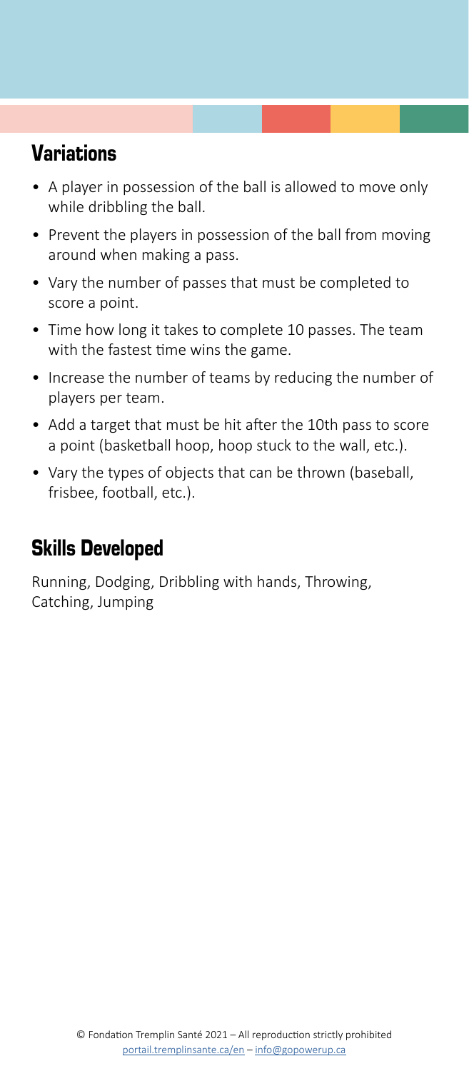## Variations

- A player in possession of the ball is allowed to move only while dribbling the ball.
- Prevent the players in possession of the ball from moving around when making a pass.
- Vary the number of passes that must be completed to score a point.
- Time how long it takes to complete 10 passes. The team with the fastest time wins the game.
- Increase the number of teams by reducing the number of players per team.
- Add a target that must be hit after the 10th pass to score a point (basketball hoop, hoop stuck to the wall, etc.).
- Vary the types of objects that can be thrown (baseball, frisbee, football, etc.).

## Skills Developed

Running, Dodging, Dribbling with hands, Throwing, Catching, Jumping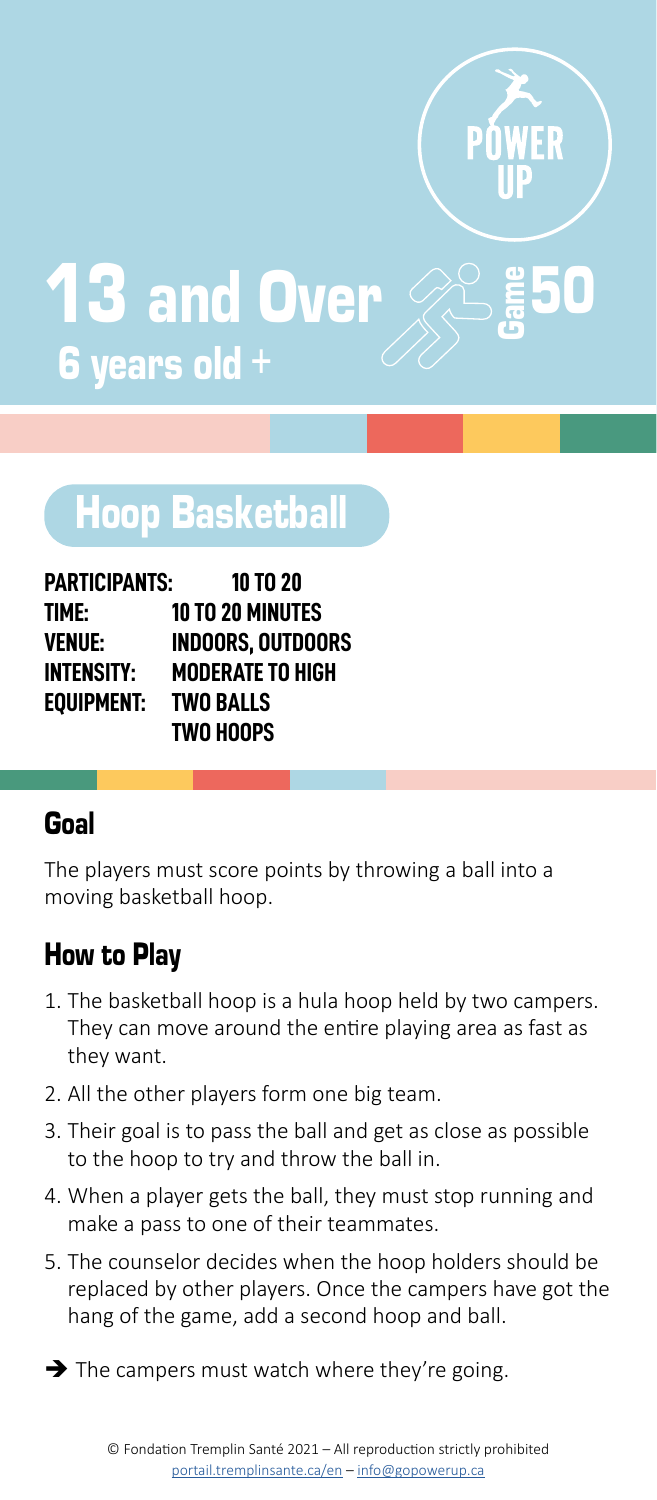# 13 and Over

## 6 years old +

POWER UP

Game 50

## Hoop Basketball

**PARTICIPANTS:** 10 TO 20
**TIME:** 10 TO 20 MINUTES
**VENUE:** INDOORS, OUTDOORS
**INTENSITY:** MODERATE TO HIGH
**EQUIPMENT:** TWO BALLS
TWO HOOPS

## Goal

The players must score points by throwing a ball into a moving basketball hoop.

## How to Play

1. The basketball hoop is a hula hoop held by two campers. They can move around the entire playing area as fast as they want.
2. All the other players form one big team.
3. Their goal is to pass the ball and get as close as possible to the hoop to try and throw the ball in.
4. When a player gets the ball, they must stop running and make a pass to one of their teammates.
5. The counselor decides when the hoop holders should be replaced by other players. Once the campers have got the hang of the game, add a second hoop and ball.

➔ The campers must watch where they're going.

© Fondation Tremplin Santé 2021 – All reproduction strictly prohibited
portail.tremplinsante.ca/en – info@gopowerup.ca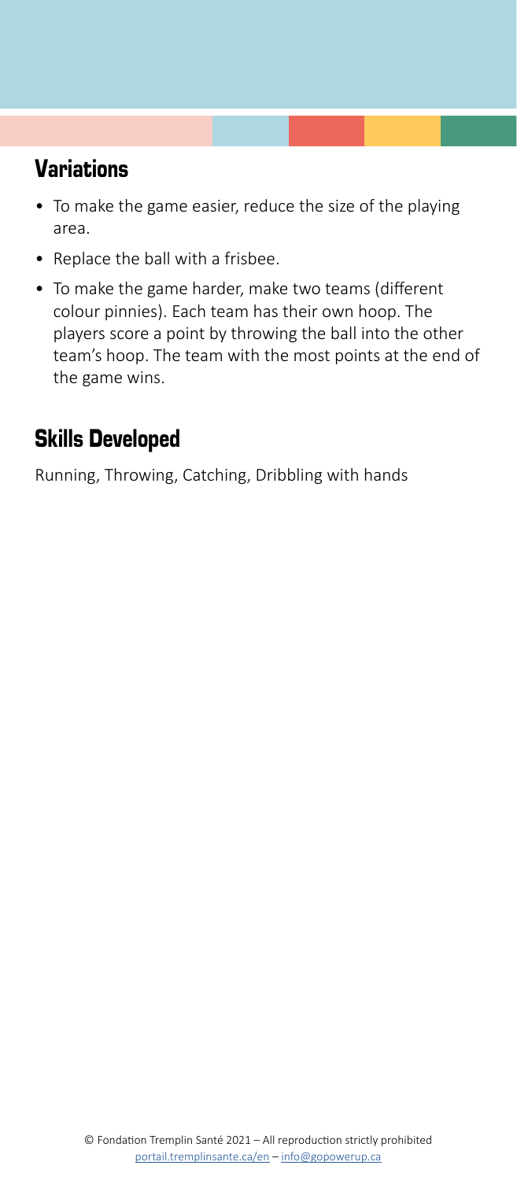## Variations

- To make the game easier, reduce the size of the playing area.
- Replace the ball with a frisbee.
- To make the game harder, make two teams (different colour pinnies). Each team has their own hoop. The players score a point by throwing the ball into the other team's hoop. The team with the most points at the end of the game wins.

## Skills Developed

Running, Throwing, Catching, Dribbling with hands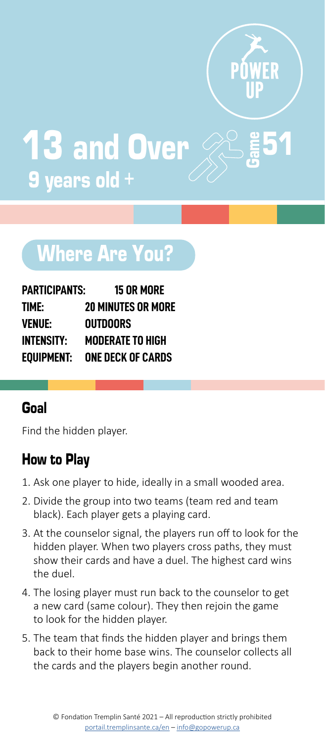POWER UP

# 13 and Over

## 9 years old +

Game 51

# Where Are You?

**PARTICIPANTS:** 15 OR MORE
**TIME:** 20 MINUTES OR MORE
**VENUE:** OUTDOORS
**INTENSITY:** MODERATE TO HIGH
**EQUIPMENT:** ONE DECK OF CARDS

## Goal

Find the hidden player.

## How to Play

1. Ask one player to hide, ideally in a small wooded area.
2. Divide the group into two teams (team red and team black). Each player gets a playing card.
3. At the counselor signal, the players run off to look for the hidden player. When two players cross paths, they must show their cards and have a duel. The highest card wins the duel.
4. The losing player must run back to the counselor to get a new card (same colour). They then rejoin the game to look for the hidden player.
5. The team that finds the hidden player and brings them back to their home base wins. The counselor collects all the cards and the players begin another round.

© Fondation Tremplin Santé 2021 – All reproduction strictly prohibited
portail.tremplinsante.ca/en – info@gopowerup.ca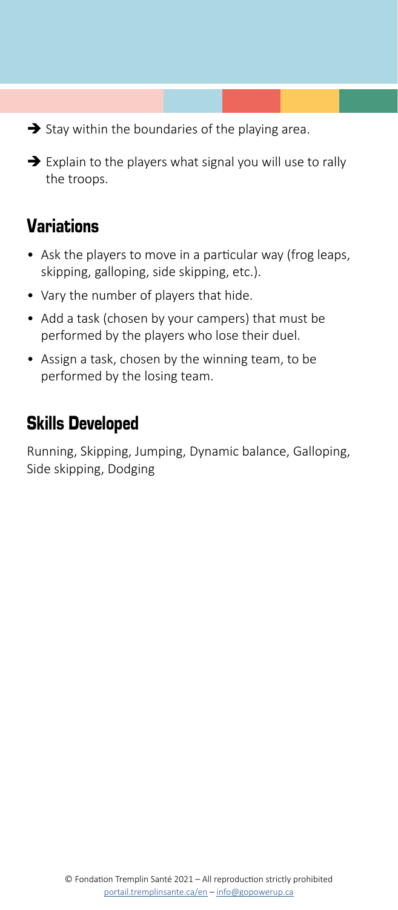➔ Stay within the boundaries of the playing area.

➔ Explain to the players what signal you will use to rally the troops.

## Variations

- Ask the players to move in a particular way (frog leaps, skipping, galloping, side skipping, etc.).
- Vary the number of players that hide.
- Add a task (chosen by your campers) that must be performed by the players who lose their duel.
- Assign a task, chosen by the winning team, to be performed by the losing team.

## Skills Developed

Running, Skipping, Jumping, Dynamic balance, Galloping, Side skipping, Dodging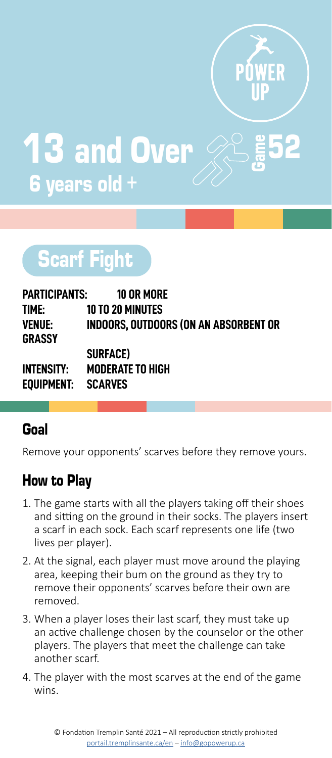# 13 and Over

## 6 years old +

Game 52

## Scarf Fight

**PARTICIPANTS:** 10 OR MORE
**TIME:** 10 TO 20 MINUTES
**VENUE:** INDOORS, OUTDOORS (ON AN ABSORBENT OR GRASSY SURFACE)
**INTENSITY:** MODERATE TO HIGH
**EQUIPMENT:** SCARVES

### Goal

Remove your opponents' scarves before they remove yours.

### How to Play

1. The game starts with all the players taking off their shoes and sitting on the ground in their socks. The players insert a scarf in each sock. Each scarf represents one life (two lives per player).
2. At the signal, each player must move around the playing area, keeping their bum on the ground as they try to remove their opponents' scarves before their own are removed.
3. When a player loses their last scarf, they must take up an active challenge chosen by the counselor or the other players. The players that meet the challenge can take another scarf.
4. The player with the most scarves at the end of the game wins.

© Fondation Tremplin Santé 2021 – All reproduction strictly prohibited
portail.tremplinsante.ca/en – info@gopowerup.ca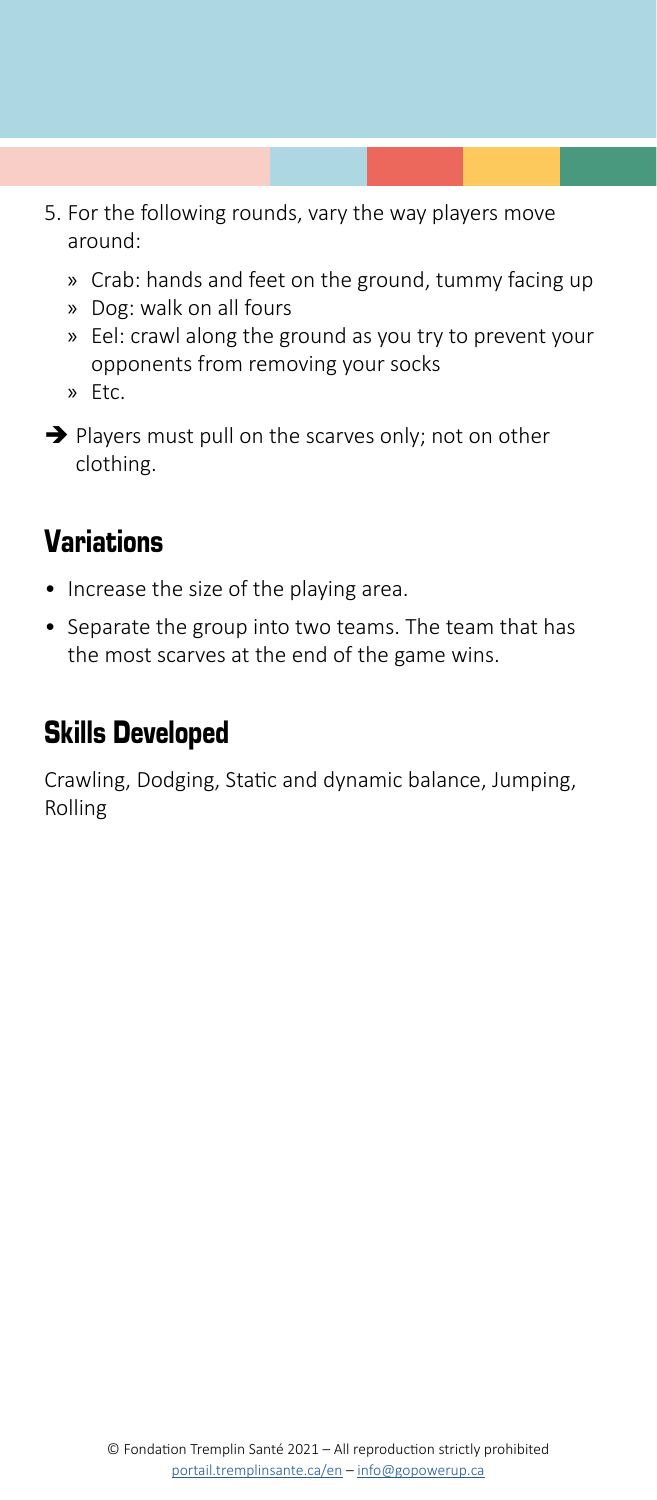5. For the following rounds, vary the way players move around:
   » Crab: hands and feet on the ground, tummy facing up
   » Dog: walk on all fours
   » Eel: crawl along the ground as you try to prevent your opponents from removing your socks
   » Etc.

➔ Players must pull on the scarves only; not on other clothing.

## Variations

- Increase the size of the playing area.
- Separate the group into two teams. The team that has the most scarves at the end of the game wins.

## Skills Developed

Crawling, Dodging, Static and dynamic balance, Jumping, Rolling

© Fondation Tremplin Santé 2021 – All reproduction strictly prohibited
portail.tremplinsante.ca/en – info@gopowerup.ca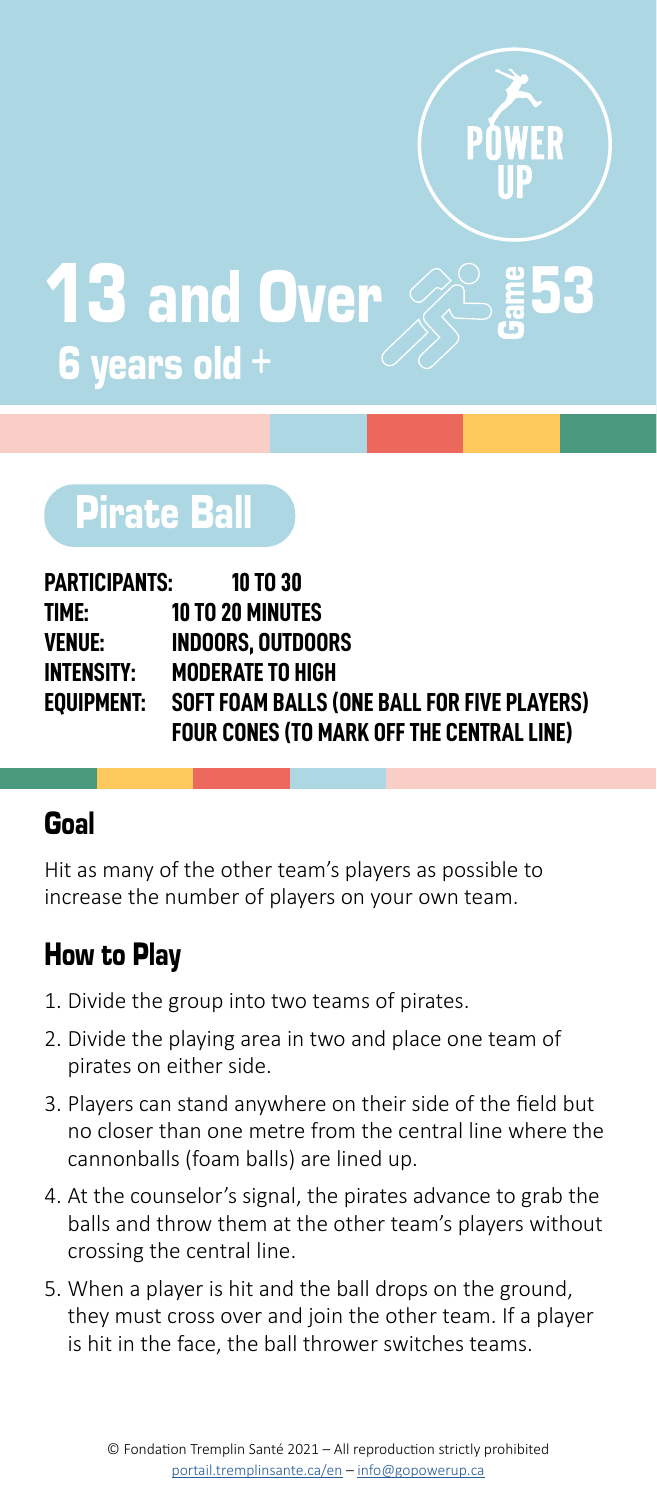POWER UP

# 13 and Over

## 6 years old +

Game 53

## Pirate Ball

**PARTICIPANTS:** 10 TO 30
**TIME:** 10 TO 20 MINUTES
**VENUE:** INDOORS, OUTDOORS
**INTENSITY:** MODERATE TO HIGH
**EQUIPMENT:** SOFT FOAM BALLS (ONE BALL FOR FIVE PLAYERS)
FOUR CONES (TO MARK OFF THE CENTRAL LINE)

### Goal

Hit as many of the other team's players as possible to increase the number of players on your own team.

### How to Play

1. Divide the group into two teams of pirates.
2. Divide the playing area in two and place one team of pirates on either side.
3. Players can stand anywhere on their side of the field but no closer than one metre from the central line where the cannonballs (foam balls) are lined up.
4. At the counselor's signal, the pirates advance to grab the balls and throw them at the other team's players without crossing the central line.
5. When a player is hit and the ball drops on the ground, they must cross over and join the other team. If a player is hit in the face, the ball thrower switches teams.

© Fondation Tremplin Santé 2021 – All reproduction strictly prohibited
portail.tremplinsante.ca/en – info@gopowerup.ca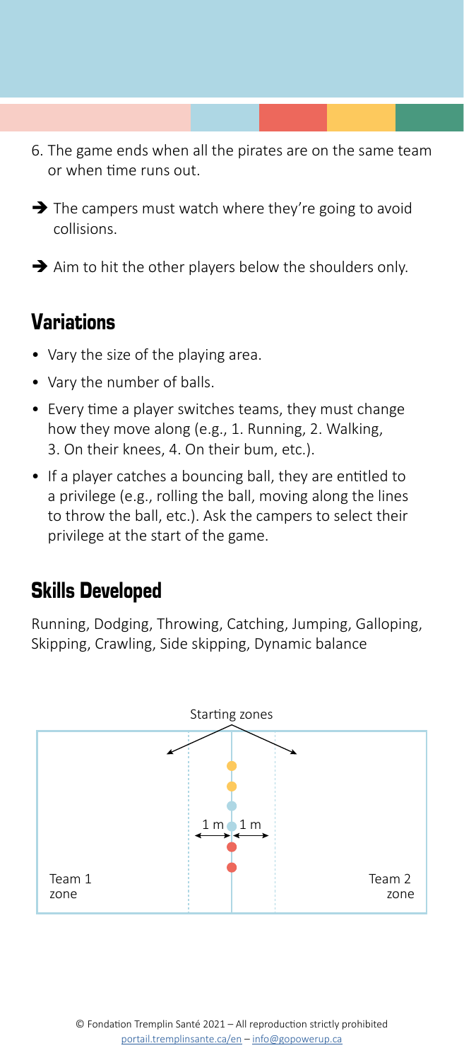6. The game ends when all the pirates are on the same team or when time runs out.

➔ The campers must watch where they're going to avoid collisions.

➔ Aim to hit the other players below the shoulders only.

## Variations

- Vary the size of the playing area.
- Vary the number of balls.
- Every time a player switches teams, they must change how they move along (e.g., 1. Running, 2. Walking, 3. On their knees, 4. On their bum, etc.).
- If a player catches a bouncing ball, they are entitled to a privilege (e.g., rolling the ball, moving along the lines to throw the ball, etc.). Ask the campers to select their privilege at the start of the game.

## Skills Developed

Running, Dodging, Throwing, Catching, Jumping, Galloping, Skipping, Crawling, Side skipping, Dynamic balance

Starting zones

1 m 1 m

Team 1 zone

Team 2 zone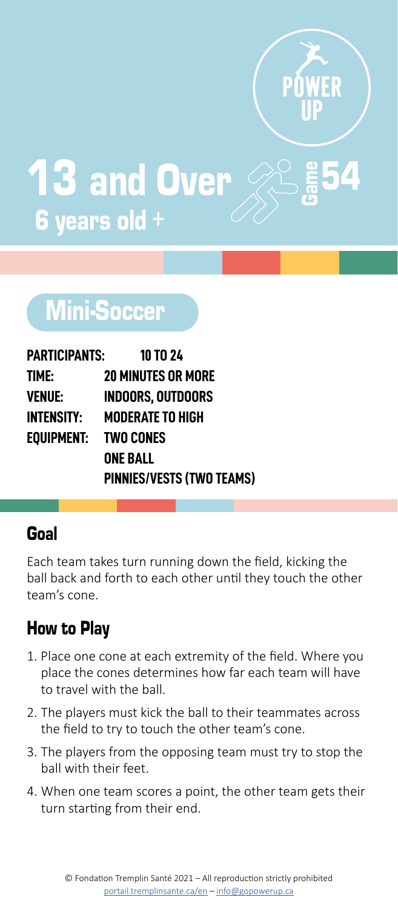POWER UP

# 13 and Over

**6 years old +**

Game 54

## Mini-Soccer

**PARTICIPANTS:** 10 TO 24
**TIME:** 20 MINUTES OR MORE
**VENUE:** INDOORS, OUTDOORS
**INTENSITY:** MODERATE TO HIGH
**EQUIPMENT:** TWO CONES
ONE BALL
PINNIES/VESTS (TWO TEAMS)

### Goal

Each team takes turn running down the field, kicking the ball back and forth to each other until they touch the other team's cone.

### How to Play

1. Place one cone at each extremity of the field. Where you place the cones determines how far each team will have to travel with the ball.
2. The players must kick the ball to their teammates across the field to try to touch the other team's cone.
3. The players from the opposing team must try to stop the ball with their feet.
4. When one team scores a point, the other team gets their turn starting from their end.

© Fondation Tremplin Santé 2021 – All reproduction strictly prohibited
portail.tremplinsante.ca/en – info@gopowerup.ca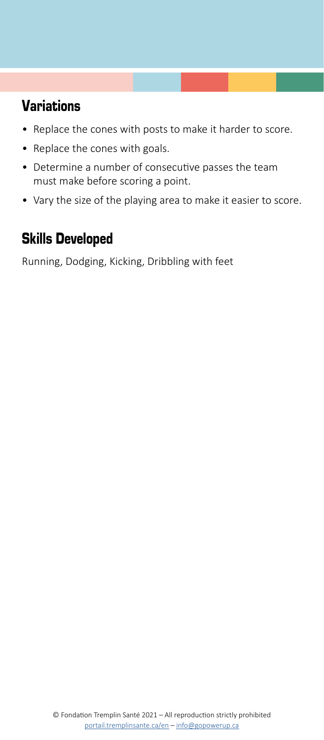## Variations

- Replace the cones with posts to make it harder to score.
- Replace the cones with goals.
- Determine a number of consecutive passes the team must make before scoring a point.
- Vary the size of the playing area to make it easier to score.

## Skills Developed

Running, Dodging, Kicking, Dribbling with feet